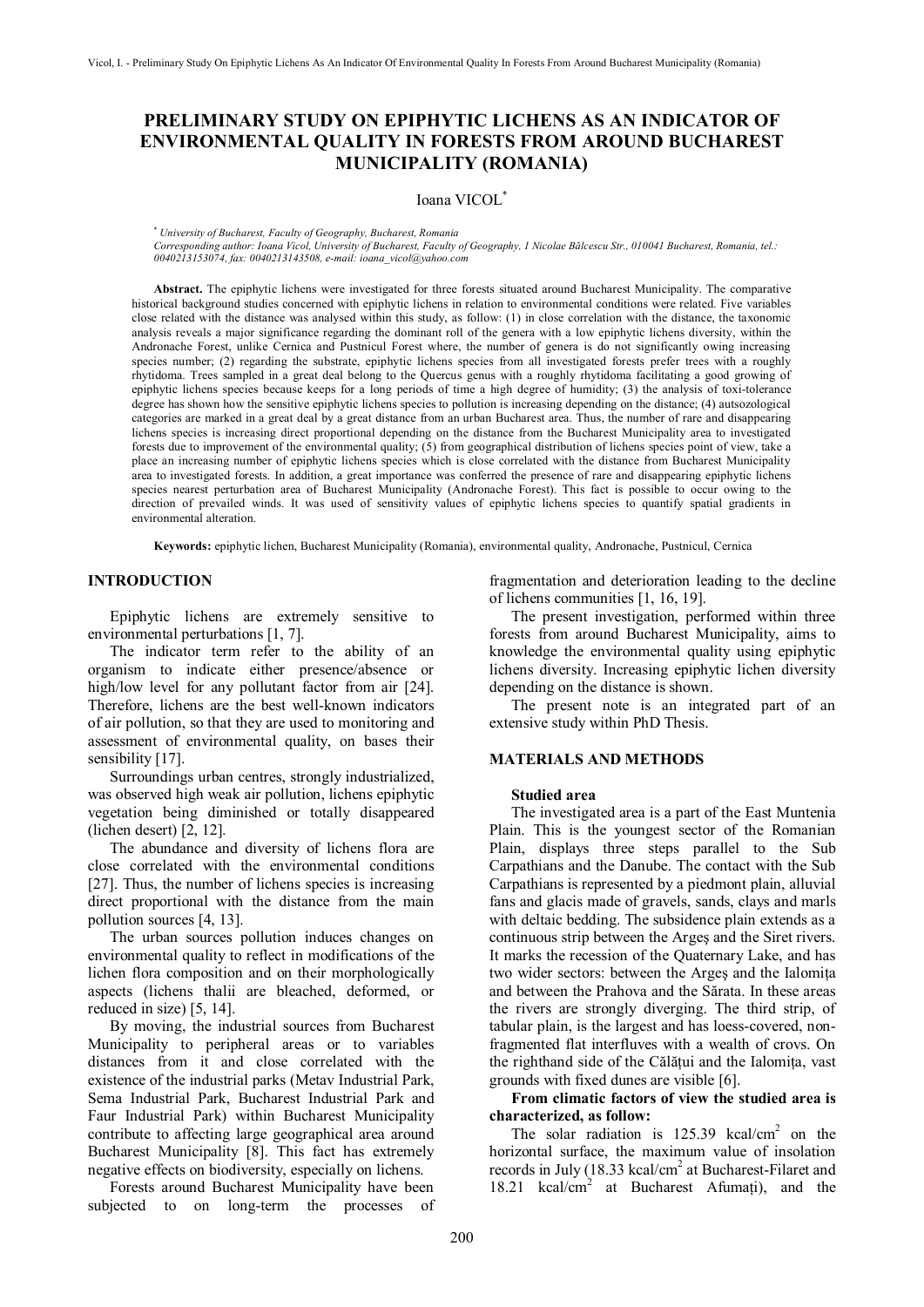# PRELIMINARY STUDY ON EPIPHYTIC LICHENS AS AN INDICATOR OF ENVIRONMENTAL QUALITY IN FORESTS FROM AROUND BUCHAREST MUNICIPALITY (ROMANIA)

Ioana VICOL*

\* *University of Bucharest, Faculty of Geography, Bucharest, Romania*
*Corresponding author: Ioana Vicol, University of Bucharest, Faculty of Geography, 1 Nicolae Bălcescu Str., 010041 Bucharest, Romania, tel.: 0040213153074, fax: 0040213143508, e-mail: ioana_vicol@yahoo.com*

**Abstract.** The epiphytic lichens were investigated for three forests situated around Bucharest Municipality. The comparative historical background studies concerned with epiphytic lichens in relation to environmental conditions were related. Five variables close related with the distance was analysed within this study, as follow: (1) in close correlation with the distance, the taxonomic analysis reveals a major significance regarding the dominant roll of the genera with a low epiphytic lichens diversity, within the Andronache Forest, unlike Cernica and Pustnicul Forest where, the number of genera is do not significantly owing increasing species number; (2) regarding the substrate, epiphytic lichens species from all investigated forests prefer trees with a roughly rhytidoma. Trees sampled in a great deal belong to the Quercus genus with a roughly rhytidoma facilitating a good growing of epiphytic lichens species because keeps for a long periods of time a high degree of humidity; (3) the analysis of toxi-tolerance degree has shown how the sensitive epiphytic lichens species to pollution is increasing depending on the distance; (4) autsozological categories are marked in a great deal by a great distance from an urban Bucharest area. Thus, the number of rare and disappearing lichens species is increasing direct proportional depending on the distance from the Bucharest Municipality area to investigated forests due to improvement of the environmental quality; (5) from geographical distribution of lichens species point of view, take a place an increasing number of epiphytic lichens species which is close correlated with the distance from Bucharest Municipality area to investigated forests. In addition, a great importance was conferred the presence of rare and disappearing epiphytic lichens species nearest perturbation area of Bucharest Municipality (Andronache Forest). This fact is possible to occur owing to the direction of prevailed winds. It was used of sensitivity values of epiphytic lichens species to quantify spatial gradients in environmental alteration.

**Keywords:** epiphytic lichen, Bucharest Municipality (Romania), environmental quality, Andronache, Pustnicul, Cernica

## INTRODUCTION

Epiphytic lichens are extremely sensitive to environmental perturbations [1, 7].

The indicator term refer to the ability of an organism to indicate either presence/absence or high/low level for any pollutant factor from air [24]. Therefore, lichens are the best well-known indicators of air pollution, so that they are used to monitoring and assessment of environmental quality, on bases their sensibility [17].

Surroundings urban centres, strongly industrialized, was observed high weak air pollution, lichens epiphytic vegetation being diminished or totally disappeared (lichen desert) [2, 12].

The abundance and diversity of lichens flora are close correlated with the environmental conditions [27]. Thus, the number of lichens species is increasing direct proportional with the distance from the main pollution sources [4, 13].

The urban sources pollution induces changes on environmental quality to reflect in modifications of the lichen flora composition and on their morphologically aspects (lichens thalii are bleached, deformed, or reduced in size) [5, 14].

By moving, the industrial sources from Bucharest Municipality to peripheral areas or to variables distances from it and close correlated with the existence of the industrial parks (Metav Industrial Park, Sema Industrial Park, Bucharest Industrial Park and Faur Industrial Park) within Bucharest Municipality contribute to affecting large geographical area around Bucharest Municipality [8]. This fact has extremely negative effects on biodiversity, especially on lichens.

Forests around Bucharest Municipality have been subjected to on long-term the processes of fragmentation and deterioration leading to the decline of lichens communities [1, 16, 19].

The present investigation, performed within three forests from around Bucharest Municipality, aims to knowledge the environmental quality using epiphytic lichens diversity. Increasing epiphytic lichen diversity depending on the distance is shown.

The present note is an integrated part of an extensive study within PhD Thesis.

## MATERIALS AND METHODS

### Studied area

The investigated area is a part of the East Muntenia Plain. This is the youngest sector of the Romanian Plain, displays three steps parallel to the Sub Carpathians and the Danube. The contact with the Sub Carpathians is represented by a piedmont plain, alluvial fans and glacis made of gravels, sands, clays and marls with deltaic bedding. The subsidence plain extends as a continuous strip between the Argeş and the Siret rivers. It marks the recession of the Quaternary Lake, and has two wider sectors: between the Argeş and the Ialomița and between the Prahova and the Sărata. In these areas the rivers are strongly diverging. The third strip, of tabular plain, is the largest and has loess-covered, non-fragmented flat interfluves with a wealth of crovs. On the righthand side of the Călățui and the Ialomița, vast grounds with fixed dunes are visible [6].

**From climatic factors of view the studied area is characterized, as follow:**

The solar radiation is 125.39 kcal/cm$^2$ on the horizontal surface, the maximum value of insolation records in July (18.33 kcal/cm$^2$ at Bucharest-Filaret and 18.21 kcal/cm$^2$ at Bucharest Afumați), and the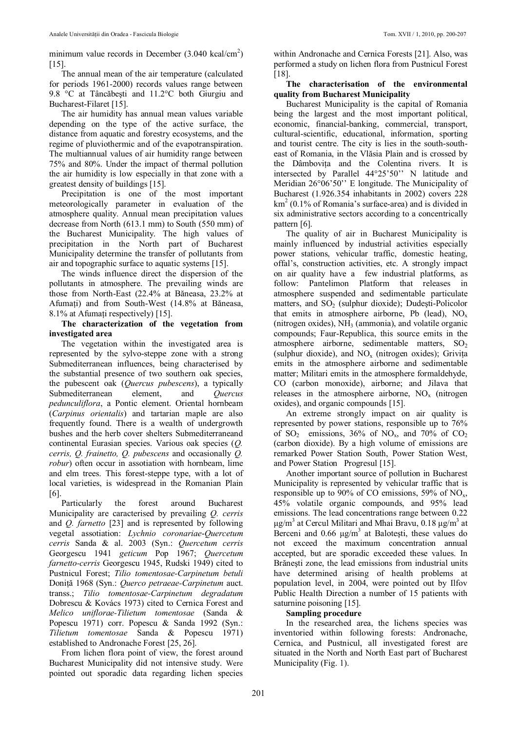minimum value records in December (3.040 kcal/cm$^2$) [15].

The annual mean of the air temperature (calculated for periods 1961-2000) records values range between 9.8 °C at Tâncăbeşti and 11.2°C both Giurgiu and Bucharest-Filaret [15].

The air humidity has annual mean values variable depending on the type of the active surface, the distance from aquatic and forestry ecosystems, and the regime of pluviothermic and of the evapotranspiration. The multiannual values of air humidity range between 75% and 80%. Under the impact of thermal pollution the air humidity is low especially in that zone with a greatest density of buildings [15].

Precipitation is one of the most important meteorologically parameter in evaluation of the atmosphere quality. Annual mean precipitation values decrease from North (613.1 mm) to South (550 mm) of the Bucharest Municipality. The high values of precipitation in the North part of Bucharest Municipality determine the transfer of pollutants from air and topographic surface to aquatic systems [15].

The winds influence direct the dispersion of the pollutants in atmosphere. The prevailing winds are those from North-East (22.4% at Băneasa, 23.2% at Afumaţi) and from South-West (14.8% at Băneasa, 8.1% at Afumaţi respectively) [15].

**The characterization of the vegetation from investigated area**

The vegetation within the investigated area is represented by the sylvo-steppe zone with a strong Submediterranean influences, being characterised by the substantial presence of two southern oak species, the pubescent oak (*Quercus pubescens*), a typically Submediterranean element, and *Quercus pedunculiflora*, a Pontic element. Oriental hornbeam (*Carpinus orientalis*) and tartarian maple are also frequently found. There is a wealth of undergrowth bushes and the herb cover shelters Submediterraneand continental Eurasian species. Various oak species (*Q. cerris, Q. frainetto, Q. pubescens* and occasionally *Q. robur*) often occur in assotiation with hornbeam, lime and elm trees. This forest-steppe type, with a lot of local varieties, is widespread in the Romanian Plain [6].

Particularly the forest around Bucharest Municipality are caracterised by prevailing *Q. cerris* and *Q. farnetto* [23] and is represented by following vegetal assotiation: *Lychnio coronariae-Quercetum cerris* Sanda & al. 2003 (Syn.: *Quercetum cerris* Georgescu 1941 *geticum* Pop 1967; *Quercetum farnetto-cerris* Georgescu 1945, Rudski 1949) cited to Pustnicul Forest; *Tilio tomentosae-Carpinetum betuli* Doniţă 1968 (Syn.: *Querco petraeae-Carpinetum* auct. transs.; *Tilio tomentosae-Carpinetum degradatum* Dobrescu & Kovács 1973) cited to Cernica Forest and *Melico uniflorae-Tilietum tomentosae* (Sanda & Popescu 1971) corr. Popescu & Sanda 1992 (Syn.: *Tilietum tomentosae* Sanda & Popescu 1971) established to Andronache Forest [25, 26].

From lichen flora point of view, the forest around Bucharest Municipality did not intensive study. Were pointed out sporadic data regarding lichen species within Andronache and Cernica Forests [21]. Also, was performed a study on lichen flora from Pustnicul Forest [18].

**The characterisation of the environmental quality from Bucharest Municipality**

Bucharest Municipality is the capital of Romania being the largest and the most important political, economic, financial-banking, commercial, transport, cultural-scientific, educational, information, sporting and tourist centre. The city is lies in the south-south-east of Romania, in the Vlăsia Plain and is crossed by the Dâmboviţa and the Colentina rivers. It is intersected by Parallel 44°25'50'' N latitude and Meridian 26°06'50'' E longitude. The Municipality of Bucharest (1.926.354 inhabitants in 2002) covers 228 km$^2$ (0.1% of Romania's surface-area) and is divided in six administrative sectors according to a concentrically pattern [6].

The quality of air in Bucharest Municipality is mainly influenced by industrial activities especially power stations, vehicular traffic, domestic heating, offal's, construction activities, etc. A strongly impact on air quality have a few industrial platforms, as follow: Pantelimon Platform that releases in atmosphere suspended and sedimentable particulate matters, and $SO_2$ (sulphur dioxide); Dudeşti-Policolor that emits in atmosphere airborne, Pb (lead), $NO_x$ (nitrogen oxides), $NH_3$ (ammonia), and volatile organic compounds; Faur-Republica, this source emits in the atmosphere airborne, sedimentable matters, $SO_2$ (sulphur dioxide), and $NO_x$ (nitrogen oxides); Griviţa emits in the atmosphere airborne and sedimentable matter; Militari emits in the atmosphere formaldehyde, CO (carbon monoxide), airborne; and Jilava that releases in the atmosphere airborne, $NO_x$ (nitrogen oxides), and organic compounds [15].

An extreme strongly impact on air quality is represented by power stations, responsible up to 76% of $SO_2$ emissions, 36% of $NO_x$, and 70% of $CO_2$ (carbon dioxide). By a high volume of emissions are remarked Power Station South, Power Station West, and Power Station Progresul [15].

Another important source of pollution in Bucharest Municipality is represented by vehicular traffic that is responsible up to 90% of CO emissions, 59% of $NO_x$, 45% volatile organic compounds, and 95% lead emissions. The lead concentrations range between 0.22 μg/m$^3$ at Cercul Militari and Mhai Bravu, 0.18 μg/m$^3$ at Berceni and 0.66 μg/m$^3$ at Baloteşti, these values do not exceed the maximum concentration annual accepted, but are sporadic exceeded these values. In Brăneşti zone, the lead emissions from industrial units have determined arising of health problems at population level, in 2004, were pointed out by Ilfov Public Health Direction a number of 15 patients with saturnine poisoning [15].

**Sampling procedure**

In the researched area, the lichens species was inventoried within following forests: Andronache, Cernica, and Pustnicul, all investigated forest are situated in the North and North East part of Bucharest Municipality (Fig. 1).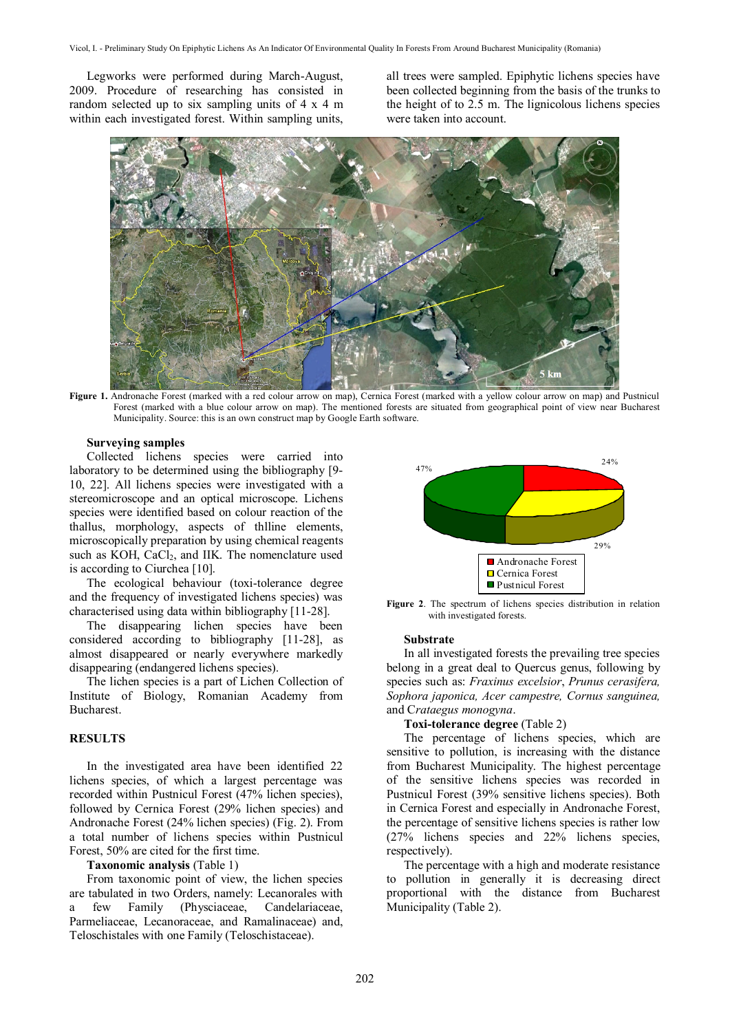Legworks were performed during March-August, 2009. Procedure of researching has consisted in random selected up to six sampling units of 4 x 4 m within each investigated forest. Within sampling units, all trees were sampled. Epiphytic lichens species have been collected beginning from the basis of the trunks to the height of to 2.5 m. The lignicolous lichens species were taken into account.

**Figure 1.** Andronache Forest (marked with a red colour arrow on map), Cernica Forest (marked with a yellow colour arrow on map) and Pustnicul Forest (marked with a blue colour arrow on map). The mentioned forests are situated from geographical point of view near Bucharest Municipality. Source: this is an own construct map by Google Earth software.

**Surveying samples**

Collected lichens species were carried into laboratory to be determined using the bibliography [9-10, 22]. All lichens species were investigated with a stereomicroscope and an optical microscope. Lichens species were identified based on colour reaction of the thallus, morphology, aspects of thlline elements, microscopically preparation by using chemical reagents such as KOH, $CaCl_2$, and IIK. The nomenclature used is according to Ciurchea [10].

The ecological behaviour (toxi-tolerance degree and the frequency of investigated lichens species) was characterised using data within bibliography [11-28].

The disappearing lichen species have been considered according to bibliography [11-28], as almost disappeared or nearly everywhere markedly disappearing (endangered lichens species).

The lichen species is a part of Lichen Collection of Institute of Biology, Romanian Academy from Bucharest.

## RESULTS

In the investigated area have been identified 22 lichens species, of which a largest percentage was recorded within Pustnicul Forest (47% lichen species), followed by Cernica Forest (29% lichen species) and Andronache Forest (24% lichen species) (Fig. 2). From a total number of lichens species within Pustnicul Forest, 50% are cited for the first time.

**Taxonomic analysis** (Table 1)

From taxonomic point of view, the lichen species are tabulated in two Orders, namely: Lecanorales with a few Family (Physciaceae, Candelariaceae, Parmeliaceae, Lecanoraceae, and Ramalinaceae) and, Teloschistales with one Family (Teloschistaceae).

**Figure 2**. The spectrum of lichens species distribution in relation with investigated forests.

**Substrate**

In all investigated forests the prevailing tree species belong in a great deal to Quercus genus, following by species such as: *Fraxinus excelsior*, *Prunus cerasifera, Sophora japonica, Acer campestre, Cornus sanguinea,* and C*rataegus monogyna*.

**Toxi-tolerance degree** (Table 2)

The percentage of lichens species, which are sensitive to pollution, is increasing with the distance from Bucharest Municipality. The highest percentage of the sensitive lichens species was recorded in Pustnicul Forest (39% sensitive lichens species). Both in Cernica Forest and especially in Andronache Forest, the percentage of sensitive lichens species is rather low (27% lichens species and 22% lichens species, respectively).

The percentage with a high and moderate resistance to pollution in generally it is decreasing direct proportional with the distance from Bucharest Municipality (Table 2).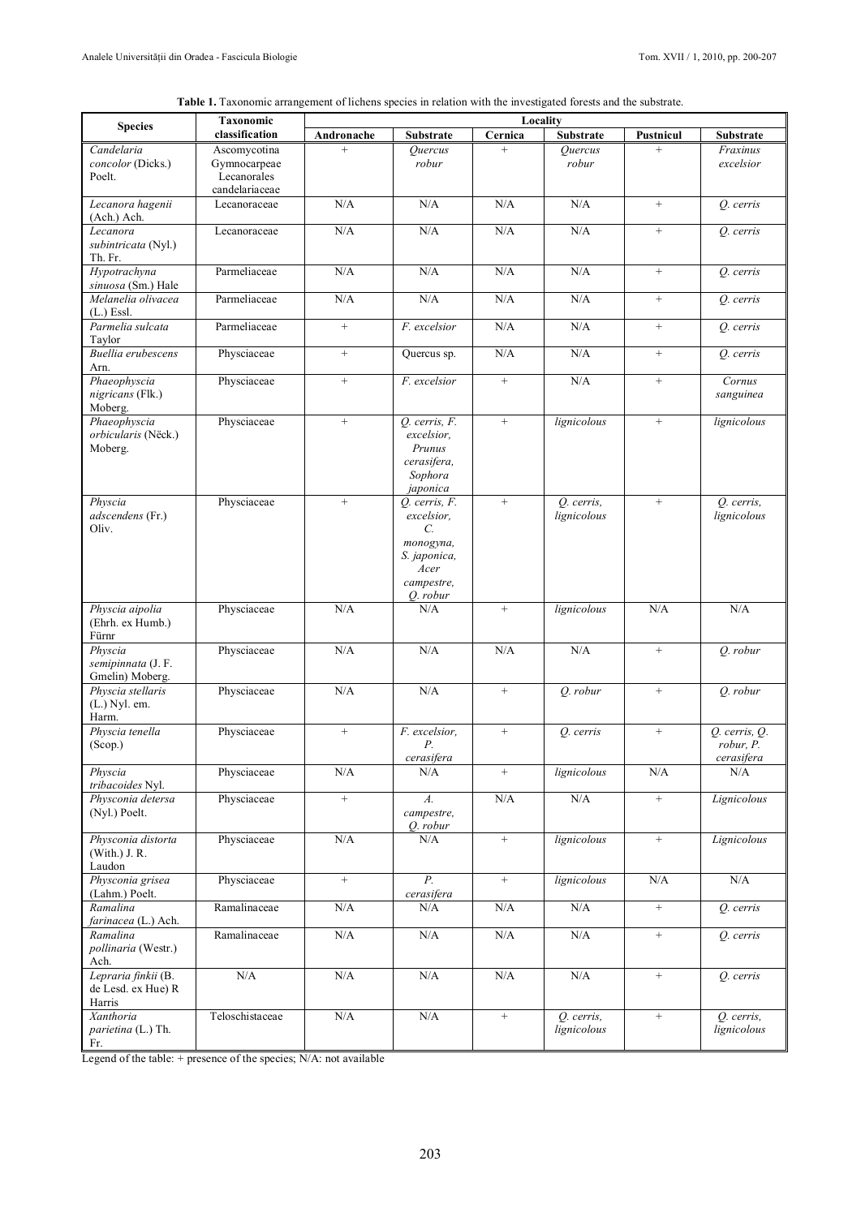**Table 1.** Taxonomic arrangement of lichens species in relation with the investigated forests and the substrate.

| Species | Taxonomic classification | Locality | | | | | |
|---|---|---|---|---|---|---|---|
| | | Andronache | Substrate | Cernica | Substrate | Pustnicul | Substrate |
| *Candelaria concolor* (Dicks.) Poelt. | Ascomycotina Gymnocarpeae Lecanorales candelariaceae | + | *Quercus robur* | + | *Quercus robur* | + | *Fraxinus excelsior* |
| *Lecanora hagenii* (Ach.) Ach. | Lecanoraceae | N/A | N/A | N/A | N/A | + | *Q. cerris* |
| *Lecanora subintricata* (Nyl.) Th. Fr. | Lecanoraceae | N/A | N/A | N/A | N/A | + | *Q. cerris* |
| *Hypotrachyna sinuosa* (Sm.) Hale | Parmeliaceae | N/A | N/A | N/A | N/A | + | *Q. cerris* |
| *Melanelia olivacea* (L.) Essl. | Parmeliaceae | N/A | N/A | N/A | N/A | + | *Q. cerris* |
| *Parmelia sulcata* Taylor | Parmeliaceae | + | *F. excelsior* | N/A | N/A | + | *Q. cerris* |
| *Buellia erubescens* Arn. | Physciaceae | + | Quercus sp. | N/A | N/A | + | *Q. cerris* |
| *Phaeophyscia nigricans* (Flk.) Moberg. | Physciaceae | + | *F. excelsior* | + | N/A | + | *Cornus sanguinea* |
| *Phaeophyscia orbicularis* (Nëck.) Moberg. | Physciaceae | + | *Q. cerris, F. excelsior, Prunus cerasifera, Sophora japonica* | + | *lignicolous* | + | *lignicolous* |
| *Physcia adscendens* (Fr.) Oliv. | Physciaceae | + | *Q. cerris, F. excelsior, C. monogyna, S. japonica, Acer campestre, Q. robur* | + | *Q. cerris, lignicolous* | + | *Q. cerris, lignicolous* |
| *Physcia aipolia* (Ehrh. ex Humb.) Fürnr | Physciaceae | N/A | N/A | + | *lignicolous* | N/A | N/A |
| *Physcia semipinnata* (J. F. Gmelin) Moberg. | Physciaceae | N/A | N/A | N/A | N/A | + | *Q. robur* |
| *Physcia stellaris* (L.) Nyl. em. Harm. | Physciaceae | N/A | N/A | + | *Q. robur* | + | *Q. robur* |
| *Physcia tenella* (Scop.) | Physciaceae | + | *F. excelsior, P. cerasifera* | + | *Q. cerris* | + | *Q. cerris, Q. robur, P. cerasifera* |
| *Physcia tribacoides* Nyl. | Physciaceae | N/A | N/A | + | *lignicolous* | N/A | N/A |
| *Physconia detersa* (Nyl.) Poelt. | Physciaceae | + | *A. campestre, Q. robur* | N/A | N/A | + | *Lignicolous* |
| *Physconia distorta* (With.) J. R. Laudon | Physciaceae | N/A | N/A | + | *lignicolous* | + | *Lignicolous* |
| *Physconia grisea* (Lahm.) Poelt. | Physciaceae | + | *P. cerasifera* | + | *lignicolous* | N/A | N/A |
| *Ramalina farinacea* (L.) Ach. | Ramalinaceae | N/A | N/A | N/A | N/A | + | *Q. cerris* |
| *Ramalina pollinaria* (Westr.) Ach. | Ramalinaceae | N/A | N/A | N/A | N/A | + | *Q. cerris* |
| *Lepraria finkii* (B. de Lesd. ex Hue) R Harris | N/A | N/A | N/A | N/A | N/A | + | *Q. cerris* |
| *Xanthoria parietina* (L.) Th. Fr. | Teloschistaceae | N/A | N/A | + | *Q. cerris, lignicolous* | + | *Q. cerris, lignicolous* |

Legend of the table: + presence of the species; N/A: not available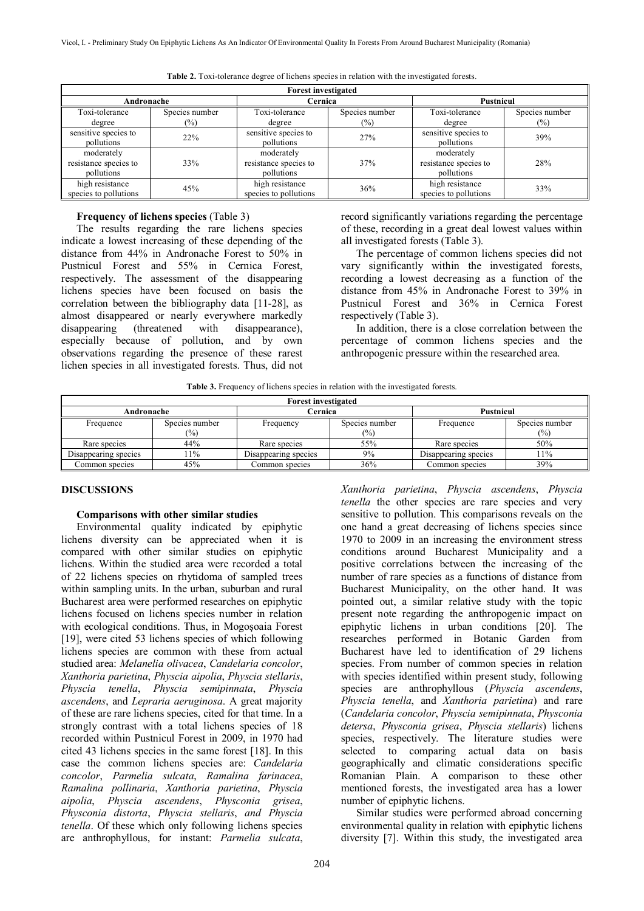**Table 2.** Toxi-tolerance degree of lichens species in relation with the investigated forests.

| Forest investigated | | | | | |
|---|---|---|---|---|---|
| **Andronache** | | **Cernica** | | **Pustnicul** | |
| Toxi-tolerance degree | Species number (%) | Toxi-tolerance degree | Species number (%) | Toxi-tolerance degree | Species number (%) |
| sensitive species to pollutions | 22% | sensitive species to pollutions | 27% | sensitive species to pollutions | 39% |
| moderately resistance species to pollutions | 33% | moderately resistance species to pollutions | 37% | moderately resistance species to pollutions | 28% |
| high resistance species to pollutions | 45% | high resistance species to pollutions | 36% | high resistance species to pollutions | 33% |

**Frequency of lichens species** (Table 3)

The results regarding the rare lichens species indicate a lowest increasing of these depending of the distance from 44% in Andronache Forest to 50% in Pustnicul Forest and 55% in Cernica Forest, respectively. The assessment of the disappearing lichens species have been focused on basis the correlation between the bibliography data [11-28], as almost disappeared or nearly everywhere markedly disappearing (threatened with disappearance), especially because of pollution, and by own observations regarding the presence of these rarest lichen species in all investigated forests. Thus, did not record significantly variations regarding the percentage of these, recording in a great deal lowest values within all investigated forests (Table 3).

The percentage of common lichens species did not vary significantly within the investigated forests, recording a lowest decreasing as a function of the distance from 45% in Andronache Forest to 39% in Pustnicul Forest and 36% in Cernica Forest respectively (Table 3).

In addition, there is a close correlation between the percentage of common lichens species and the anthropogenic pressure within the researched area.

**Table 3.** Frequency of lichens species in relation with the investigated forests.

| Forest investigated | | | | | |
|---|---|---|---|---|---|
| **Andronache** | | **Cernica** | | **Pustnicul** | |
| Frequence | Species number (%) | Frequency | Species number (%) | Frequence | Species number (%) |
| Rare species | 44% | Rare species | 55% | Rare species | 50% |
| Disappearing species | 11% | Disappearing species | 9% | Disappearing species | 11% |
| Common species | 45% | Common species | 36% | Common species | 39% |

## DISCUSSIONS

**Comparisons with other similar studies**

Environmental quality indicated by epiphytic lichens diversity can be appreciated when it is compared with other similar studies on epiphytic lichens. Within the studied area were recorded a total of 22 lichens species on rhytidoma of sampled trees within sampling units. In the urban, suburban and rural Bucharest area were performed researches on epiphytic lichens focused on lichens species number in relation with ecological conditions. Thus, in Mogoşoaia Forest [19], were cited 53 lichens species of which following lichens species are common with these from actual studied area: *Melanelia olivacea*, *Candelaria concolor*, *Xanthoria parietina*, *Physcia aipolia*, *Physcia stellaris*, *Physcia tenella*, *Physcia semipinnata*, *Physcia ascendens*, and *Lepraria aeruginosa*. A great majority of these are rare lichens species, cited for that time. In a strongly contrast with a total lichens species of 18 recorded within Pustnicul Forest in 2009, in 1970 had cited 43 lichens species in the same forest [18]. In this case the common lichens species are: *Candelaria concolor*, *Parmelia sulcata*, *Ramalina farinacea*, *Ramalina pollinaria*, *Xanthoria parietina*, *Physcia aipolia*, *Physcia ascendens*, *Physconia grisea*, *Physconia distorta*, *Physcia stellaris*, *and Physcia tenella*. Of these which only following lichens species are anthrophyllous, for instant: *Parmelia sulcata*, *Xanthoria parietina*, *Physcia ascendens*, *Physcia tenella* the other species are rare species and very sensitive to pollution. This comparisons reveals on the one hand a great decreasing of lichens species since 1970 to 2009 in an increasing the environment stress conditions around Bucharest Municipality and a positive correlations between the increasing of the number of rare species as a functions of distance from Bucharest Municipality, on the other hand. It was pointed out, a similar relative study with the topic present note regarding the anthropogenic impact on epiphytic lichens in urban conditions [20]. The researches performed in Botanic Garden from Bucharest have led to identification of 29 lichens species. From number of common species in relation with species identified within present study, following species are anthrophyllous (*Physcia ascendens*, *Physcia tenella*, and *Xanthoria parietina*) and rare (*Candelaria concolor*, *Physcia semipinnata*, *Physconia detersa*, *Physconia grisea*, *Physcia stellaris*) lichens species, respectively. The literature studies were selected to comparing actual data on basis geographically and climatic considerations specific Romanian Plain. A comparison to these other mentioned forests, the investigated area has a lower number of epiphytic lichens.

Similar studies were performed abroad concerning environmental quality in relation with epiphytic lichens diversity [7]. Within this study, the investigated area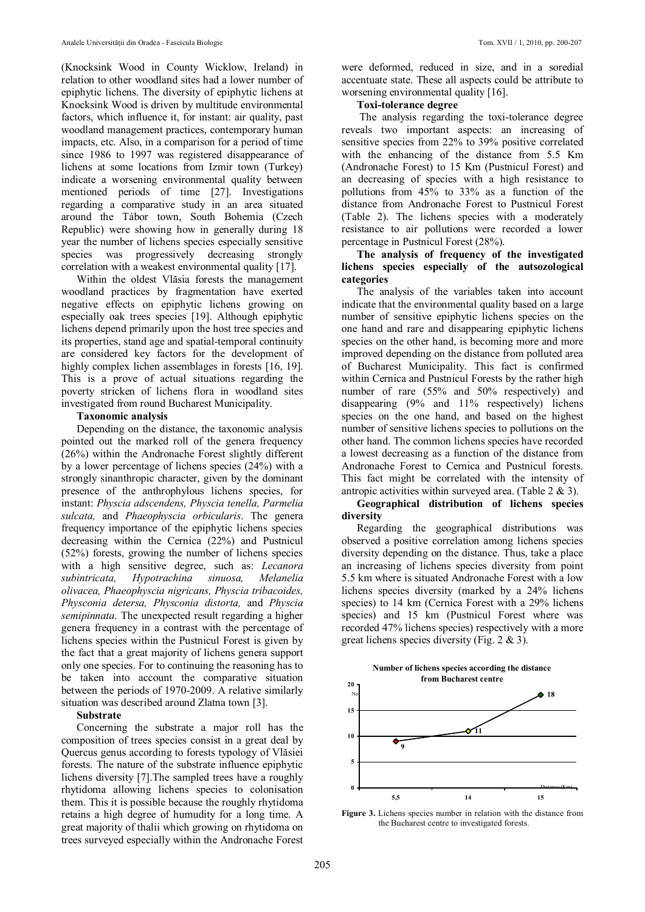(Knocksink Wood in County Wicklow, Ireland) in relation to other woodland sites had a lower number of epiphytic lichens. The diversity of epiphytic lichens at Knocksink Wood is driven by multitude environmental factors, which influence it, for instant: air quality, past woodland management practices, contemporary human impacts, etc. Also, in a comparison for a period of time since 1986 to 1997 was registered disappearance of lichens at some locations from Izmir town (Turkey) indicate a worsening environmental quality between mentioned periods of time [27]. Investigations regarding a comparative study in an area situated around the Tábor town, South Bohemia (Czech Republic) were showing how in generally during 18 year the number of lichens species especially sensitive species was progressively decreasing strongly correlation with a weakest environmental quality [17].

Within the oldest Vlăsia forests the management woodland practices by fragmentation have exerted negative effects on epiphytic lichens growing on especially oak trees species [19]. Although epiphytic lichens depend primarily upon the host tree species and its properties, stand age and spatial-temporal continuity are considered key factors for the development of highly complex lichen assemblages in forests [16, 19]. This is a prove of actual situations regarding the poverty stricken of lichens flora in woodland sites investigated from round Bucharest Municipality.

**Taxonomic analysis**

Depending on the distance, the taxonomic analysis pointed out the marked roll of the genera frequency (26%) within the Andronache Forest slightly different by a lower percentage of lichens species (24%) with a strongly sinanthropic character, given by the dominant presence of the anthrophylous lichens species, for instant: *Physcia adscendens, Physcia tenella, Parmelia sulcata,* and *Phaeophyscia orbicularis*. The genera frequency importance of the epiphytic lichens species decreasing within the Cernica (22%) and Pustnicul (52%) forests, growing the number of lichens species with a high sensitive degree, such as: *Lecanora subintricata, Hypotrachina sinuosa, Melanelia olivacea, Phaeophyscia nigricans, Physcia tribacoides, Physconia detersa, Physconia distorta,* and *Physcia semipinnata*. The unexpected result regarding a higher genera frequency in a contrast with the percentage of lichens species within the Pustnicul Forest is given by the fact that a great majority of lichens genera support only one species. For to continuing the reasoning has to be taken into account the comparative situation between the periods of 1970-2009. A relative similarly situation was described around Zlatna town [3].

**Substrate**

Concerning the substrate a major roll has the composition of trees species consist in a great deal by Quercus genus according to forests typology of Vlăsiei forests. The nature of the substrate influence epiphytic lichens diversity [7].The sampled trees have a roughly rhytidoma allowing lichens species to colonisation them. This it is possible because the roughly rhytidoma retains a high degree of humudity for a long time. A great majority of thalii which growing on rhytidoma on trees surveyed especially within the Andronache Forest were deformed, reduced in size, and in a soredial accentuate state. These all aspects could be attribute to worsening environmental quality [16].

**Toxi-tolerance degree**

The analysis regarding the toxi-tolerance degree reveals two important aspects: an increasing of sensitive species from 22% to 39% positive correlated with the enhancing of the distance from 5.5 Km (Andronache Forest) to 15 Km (Pustnicul Forest) and an decreasing of species with a high resistance to pollutions from 45% to 33% as a function of the distance from Andronache Forest to Pustnicul Forest (Table 2). The lichens species with a moderately resistance to air pollutions were recorded a lower percentage in Pustnicul Forest (28%).

**The analysis of frequency of the investigated lichens species especially of the autsozological categories**

The analysis of the variables taken into account indicate that the environmental quality based on a large number of sensitive epiphytic lichens species on the one hand and rare and disappearing epiphytic lichens species on the other hand, is becoming more and more improved depending on the distance from polluted area of Bucharest Municipality. This fact is confirmed within Cernica and Pustnicul Forests by the rather high number of rare (55% and 50% respectively) and disappearing (9% and 11% respectively) lichens species on the one hand, and based on the highest number of sensitive lichens species to pollutions on the other hand. The common lichens species have recorded a lowest decreasing as a function of the distance from Andronache Forest to Cernica and Pustnicul forests. This fact might be correlated with the intensity of antropic activities within surveyed area. (Table 2 & 3).

**Geographical distribution of lichens species diversity**

Regarding the geographical distributions was observed a positive correlation among lichens species diversity depending on the distance. Thus, take a place an increasing of lichens species diversity from point 5.5 km where is situated Andronache Forest with a low lichens species diversity (marked by a 24% lichens species) to 14 km (Cernica Forest with a 29% lichens species) and 15 km (Pustnicul Forest where was recorded 47% lichens species) respectively with a more great lichens species diversity (Fig. 2 & 3).

**Figure 3.** Lichens species number in relation with the distance from the Bucharest centre to investigated forests.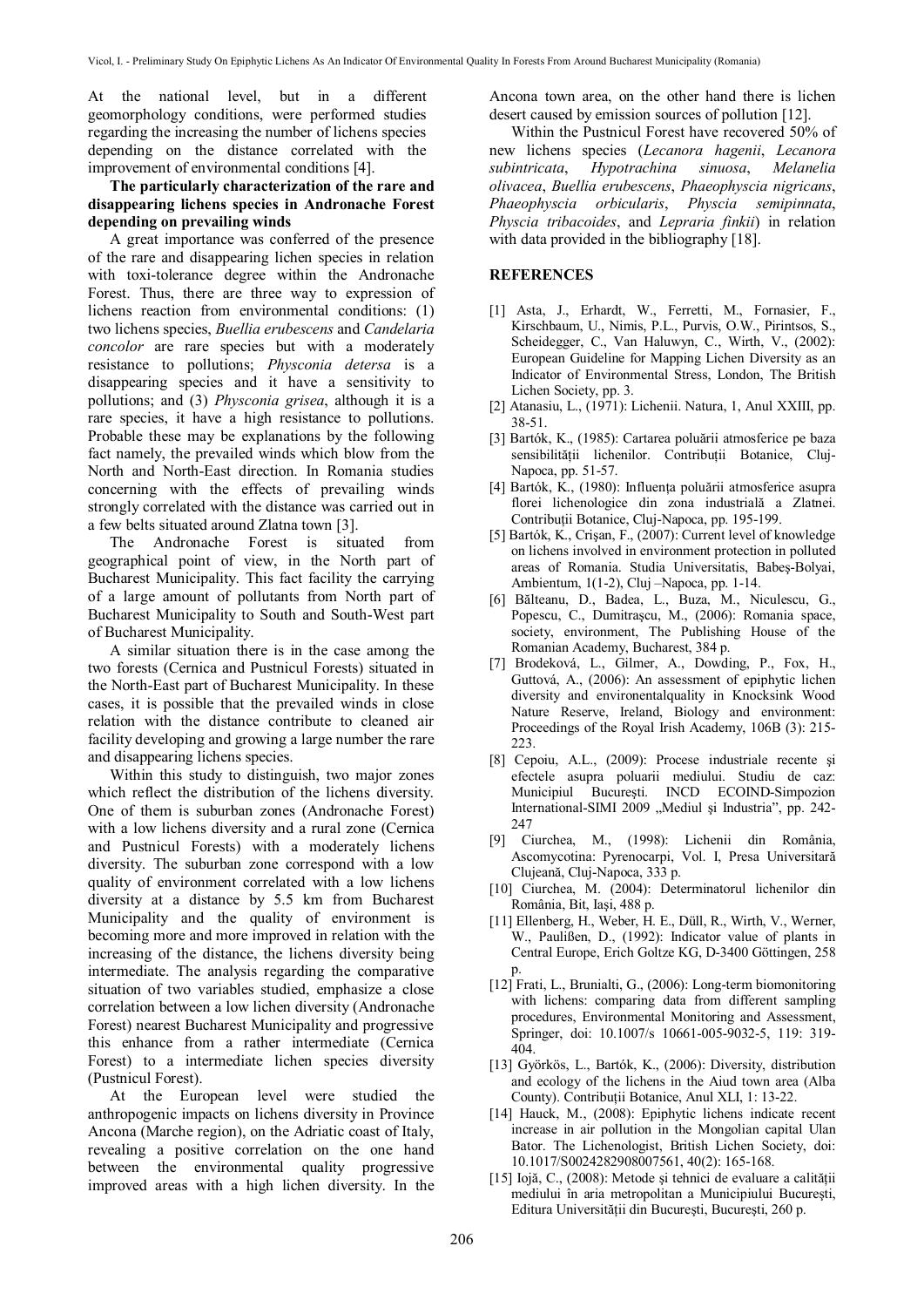At the national level, but in a different geomorphology conditions, were performed studies regarding the increasing the number of lichens species depending on the distance correlated with the improvement of environmental conditions [4].

**The particularly characterization of the rare and disappearing lichens species in Andronache Forest depending on prevailing winds**

A great importance was conferred of the presence of the rare and disappearing lichen species in relation with toxi-tolerance degree within the Andronache Forest. Thus, there are three way to expression of lichens reaction from environmental conditions: (1) two lichens species, *Buellia erubescens* and *Candelaria concolor* are rare species but with a moderately resistance to pollutions; *Physconia detersa* is a disappearing species and it have a sensitivity to pollutions; and (3) *Physconia grisea*, although it is a rare species, it have a high resistance to pollutions. Probable these may be explanations by the following fact namely, the prevailed winds which blow from the North and North-East direction. In Romania studies concerning with the effects of prevailing winds strongly correlated with the distance was carried out in a few belts situated around Zlatna town [3].

The Andronache Forest is situated from geographical point of view, in the North part of Bucharest Municipality. This fact facility the carrying of a large amount of pollutants from North part of Bucharest Municipality to South and South-West part of Bucharest Municipality.

A similar situation there is in the case among the two forests (Cernica and Pustnicul Forests) situated in the North-East part of Bucharest Municipality. In these cases, it is possible that the prevailed winds in close relation with the distance contribute to cleaned air facility developing and growing a large number the rare and disappearing lichens species.

Within this study to distinguish, two major zones which reflect the distribution of the lichens diversity. One of them is suburban zones (Andronache Forest) with a low lichens diversity and a rural zone (Cernica and Pustnicul Forests) with a moderately lichens diversity. The suburban zone correspond with a low quality of environment correlated with a low lichens diversity at a distance by 5.5 km from Bucharest Municipality and the quality of environment is becoming more and more improved in relation with the increasing of the distance, the lichens diversity being intermediate. The analysis regarding the comparative situation of two variables studied, emphasize a close correlation between a low lichen diversity (Andronache Forest) nearest Bucharest Municipality and progressive this enhance from a rather intermediate (Cernica Forest) to a intermediate lichen species diversity (Pustnicul Forest).

At the European level were studied the anthropogenic impacts on lichens diversity in Province Ancona (Marche region), on the Adriatic coast of Italy, revealing a positive correlation on the one hand between the environmental quality progressive improved areas with a high lichen diversity. In the Ancona town area, on the other hand there is lichen desert caused by emission sources of pollution [12].

Within the Pustnicul Forest have recovered 50% of new lichens species (*Lecanora hagenii*, *Lecanora subintricata*, *Hypotrachina sinuosa*, *Melanelia olivacea*, *Buellia erubescens*, *Phaeophyscia nigricans*, *Phaeophyscia orbicularis*, *Physcia semipinnata*, *Physcia tribacoides*, and *Lepraria finkii*) in relation with data provided in the bibliography [18].

## REFERENCES

[1] Asta, J., Erhardt, W., Ferretti, M., Fornasier, F., Kirschbaum, U., Nimis, P.L., Purvis, O.W., Pirintsos, S., Scheidegger, C., Van Haluwyn, C., Wirth, V., (2002): European Guideline for Mapping Lichen Diversity as an Indicator of Environmental Stress, London, The British Lichen Society, pp. 3.

[2] Atanasiu, L., (1971): Lichenii. Natura, 1, Anul XXIII, pp. 38-51.

[3] Bartók, K., (1985): Cartarea poluării atmosferice pe baza sensibilităţii lichenilor. Contribuţii Botanice, Cluj-Napoca, pp. 51-57.

[4] Bartók, K., (1980): Influenţa poluării atmosferice asupra florei lichenologice din zona industrială a Zlatnei. Contribuţii Botanice, Cluj-Napoca, pp. 195-199.

[5] Bartók, K., Crişan, F., (2007): Current level of knowledge on lichens involved in environment protection in polluted areas of Romania. Studia Universitatis, Babeş-Bolyai, Ambientum, 1(1-2), Cluj –Napoca, pp. 1-14.

[6] Bălteanu, D., Badea, L., Buza, M., Niculescu, G., Popescu, C., Dumitraşcu, M., (2006): Romania space, society, environment, The Publishing House of the Romanian Academy, Bucharest, 384 p.

[7] Brodeková, L., Gilmer, A., Dowding, P., Fox, H., Guttová, A., (2006): An assessment of epiphytic lichen diversity and environentalquality in Knocksink Wood Nature Reserve, Ireland, Biology and environment: Proceedings of the Royal Irish Academy, 106B (3): 215-223.

[8] Cepoiu, A.L., (2009): Procese industriale recente şi efectele asupra poluarii mediului. Studiu de caz: Municipiul Bucureşti. INCD ECOIND-Simpozion International-SIMI 2009 „Mediul şi Industria", pp. 242-247

[9] Ciurchea, M., (1998): Lichenii din România, Ascomycotina: Pyrenocarpi, Vol. I, Presa Universitară Clujeană, Cluj-Napoca, 333 p.

[10] Ciurchea, M. (2004): Determinatorul lichenilor din România, Bit, Iaşi, 488 p.

[11] Ellenberg, H., Weber, H. E., Düll, R., Wirth, V., Werner, W., Paulißen, D., (1992): Indicator value of plants in Central Europe, Erich Goltze KG, D-3400 Göttingen, 258 p.

[12] Frati, L., Brunialti, G., (2006): Long-term biomonitoring with lichens: comparing data from different sampling procedures, Environmental Monitoring and Assessment, Springer, doi: 10.1007/s 10661-005-9032-5, 119: 319-404.

[13] Györkös, L., Bartók, K., (2006): Diversity, distribution and ecology of the lichens in the Aiud town area (Alba County). Contribuţii Botanice, Anul XLI, 1: 13-22.

[14] Hauck, M., (2008): Epiphytic lichens indicate recent increase in air pollution in the Mongolian capital Ulan Bator. The Lichenologist, British Lichen Society, doi: 10.1017/S0024282908007561, 40(2): 165-168.

[15] Iojă, C., (2008): Metode şi tehnici de evaluare a calităţii mediului în aria metropolitan a Municipiului Bucureşti, Editura Universităţii din Bucureşti, Bucureşti, 260 p.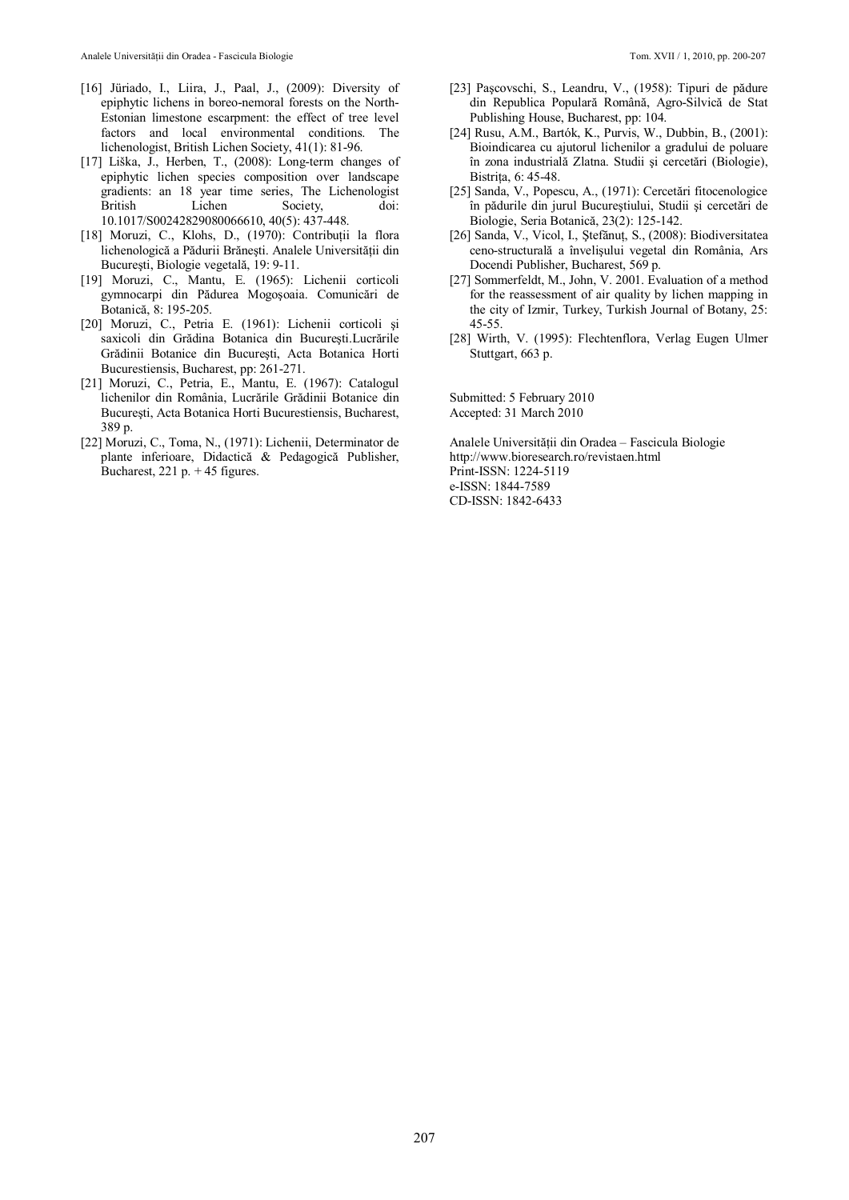[16] Jüriado, I., Liira, J., Paal, J., (2009): Diversity of epiphytic lichens in boreo-nemoral forests on the North-Estonian limestone escarpment: the effect of tree level factors and local environmental conditions. The lichenologist, British Lichen Society, 41(1): 81-96.

[17] Liška, J., Herben, T., (2008): Long-term changes of epiphytic lichen species composition over landscape gradients: an 18 year time series, The Lichenologist British Lichen Society, doi: 10.1017/S0024282908006661O, 40(5): 437-448.

[18] Moruzi, C., Klohs, D., (1970): Contribuții la flora lichenologică a Pădurii Brănești. Analele Universității din București, Biologie vegetală, 19: 9-11.

[19] Moruzi, C., Mantu, E. (1965): Lichenii corticoli gymnocarpi din Pădurea Mogoșoaia. Comunicări de Botanică, 8: 195-205.

[20] Moruzi, C., Petria E. (1961): Lichenii corticoli şi saxicoli din Grădina Botanica din Bucureşti.Lucrările Grădinii Botanice din Bucureşti, Acta Botanica Horti Bucurestiensis, Bucharest, pp: 261-271.

[21] Moruzi, C., Petria, E., Mantu, E. (1967): Catalogul lichenilor din România, Lucrările Grădinii Botanice din Bucureşti, Acta Botanica Horti Bucurestiensis, Bucharest, 389 p.

[22] Moruzi, C., Toma, N., (1971): Lichenii, Determinator de plante inferioare, Didactică & Pedagogică Publisher, Bucharest, 221 p. + 45 figures.

[23] Paşcovschi, S., Leandru, V., (1958): Tipuri de pădure din Republica Populară Română, Agro-Silvică de Stat Publishing House, Bucharest, pp: 104.

[24] Rusu, A.M., Bartók, K., Purvis, W., Dubbin, B., (2001): Bioindicarea cu ajutorul lichenilor a gradului de poluare în zona industrială Zlatna. Studii şi cercetări (Biologie), Bistrița, 6: 45-48.

[25] Sanda, V., Popescu, A., (1971): Cercetări fitocenologice în pădurile din jurul Bucureştiului, Studii şi cercetări de Biologie, Seria Botanică, 23(2): 125-142.

[26] Sanda, V., Vicol, I., Ştefănuț, S., (2008): Biodiversitatea ceno-structurală a învelişului vegetal din România, Ars Docendi Publisher, Bucharest, 569 p.

[27] Sommerfeldt, M., John, V. 2001. Evaluation of a method for the reassessment of air quality by lichen mapping in the city of Izmir, Turkey, Turkish Journal of Botany, 25: 45-55.

[28] Wirth, V. (1995): Flechtenflora, Verlag Eugen Ulmer Stuttgart, 663 p.

Submitted: 5 February 2010
Accepted: 31 March 2010

Analele Universității din Oradea – Fascicula Biologie
http://www.bioresearch.ro/revistaen.html
Print-ISSN: 1224-5119
e-ISSN: 1844-7589
CD-ISSN: 1842-6433